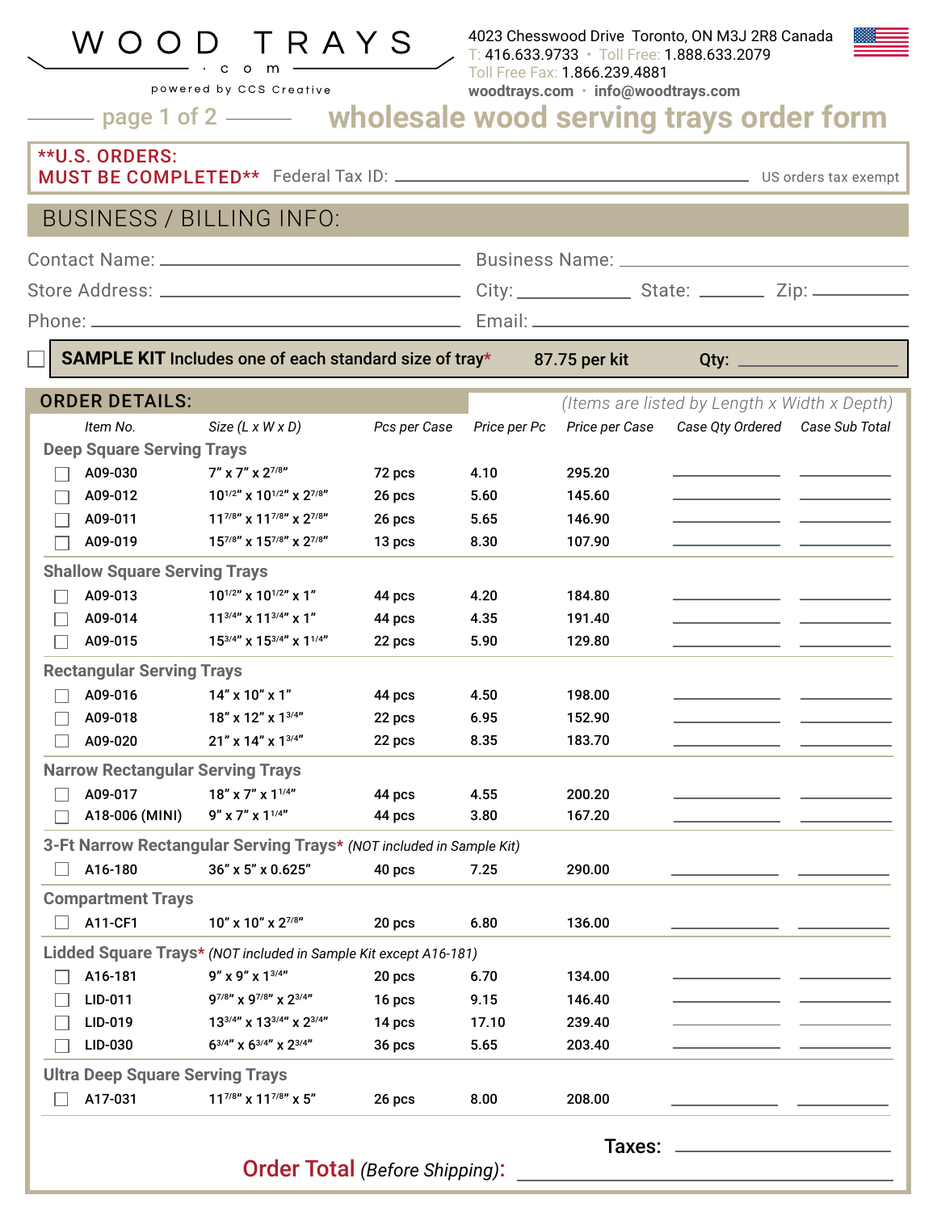# WOOD TRAYS .com

powered by CCS Creative

4023 Chesswood Drive Toronto, ON M3J 2R8 Canada
T: 416.633.9733 • Toll Free: 1.888.633.2079
Toll Free Fax: 1.866.239.4881
woodtrays.com • info@woodtrays.com

## wholesale wood serving trays order form

**\*\*U.S. ORDERS: MUST BE COMPLETED\*\*** Federal Tax ID: ______________________ US orders tax exempt

## BUSINESS / BILLING INFO:

Contact Name: ______________________ Business Name: ______________________

Store Address: ______________________ City: __________ State: ________ Zip: ________

Phone: ______________________ Email: ______________________

☐ **SAMPLE KIT** Includes one of each standard size of tray* 87.75 per kit Qty: ____________

## ORDER DETAILS:

*(Items are listed by Length x Width x Depth)*

| Item No. | Size (L x W x D) | Pcs per Case | Price per Pc | Price per Case | Case Qty Ordered | Case Sub Total |
|---|---|---|---|---|---|---|
| **Deep Square Serving Trays** | | | | | | |
| ☐ A09-030 | 7" x 7" x 2 7/8" | 72 pcs | 4.10 | 295.20 | | |
| ☐ A09-012 | 10 1/2" x 10 1/2" x 2 7/8" | 26 pcs | 5.60 | 145.60 | | |
| ☐ A09-011 | 11 7/8" x 11 7/8" x 2 7/8" | 26 pcs | 5.65 | 146.90 | | |
| ☐ A09-019 | 15 7/8" x 15 7/8" x 2 7/8" | 13 pcs | 8.30 | 107.90 | | |
| **Shallow Square Serving Trays** | | | | | | |
| ☐ A09-013 | 10 1/2" x 10 1/2" x 1" | 44 pcs | 4.20 | 184.80 | | |
| ☐ A09-014 | 11 3/4" x 11 3/4" x 1" | 44 pcs | 4.35 | 191.40 | | |
| ☐ A09-015 | 15 3/4" x 15 3/4" x 1 1/4" | 22 pcs | 5.90 | 129.80 | | |
| **Rectangular Serving Trays** | | | | | | |
| ☐ A09-016 | 14" x 10" x 1" | 44 pcs | 4.50 | 198.00 | | |
| ☐ A09-018 | 18" x 12" x 1 3/4" | 22 pcs | 6.95 | 152.90 | | |
| ☐ A09-020 | 21" x 14" x 1 3/4" | 22 pcs | 8.35 | 183.70 | | |
| **Narrow Rectangular Serving Trays** | | | | | | |
| ☐ A09-017 | 18" x 7" x 1 1/4" | 44 pcs | 4.55 | 200.20 | | |
| ☐ A18-006 (MINI) | 9" x 7" x 1 1/4" | 44 pcs | 3.80 | 167.20 | | |
| **3-Ft Narrow Rectangular Serving Trays*** *(NOT included in Sample Kit)* | | | | | | |
| ☐ A16-180 | 36" x 5" x 0.625" | 40 pcs | 7.25 | 290.00 | | |
| **Compartment Trays** | | | | | | |
| ☐ A11-CF1 | 10" x 10" x 2 7/8" | 20 pcs | 6.80 | 136.00 | | |
| **Lidded Square Trays*** *(NOT included in Sample Kit except A16-181)* | | | | | | |
| ☐ A16-181 | 9" x 9" x 1 3/4" | 20 pcs | 6.70 | 134.00 | | |
| ☐ LID-011 | 9 7/8" x 9 7/8" x 2 3/4" | 16 pcs | 9.15 | 146.40 | | |
| ☐ LID-019 | 13 3/4" x 13 3/4" x 2 3/4" | 14 pcs | 17.10 | 239.40 | | |
| ☐ LID-030 | 6 3/4" x 6 3/4" x 2 3/4" | 36 pcs | 5.65 | 203.40 | | |
| **Ultra Deep Square Serving Trays** | | | | | | |
| ☐ A17-031 | 11 7/8" x 11 7/8" x 5" | 26 pcs | 8.00 | 208.00 | | |

Taxes: ______________________

**Order Total** *(Before Shipping)*: ______________________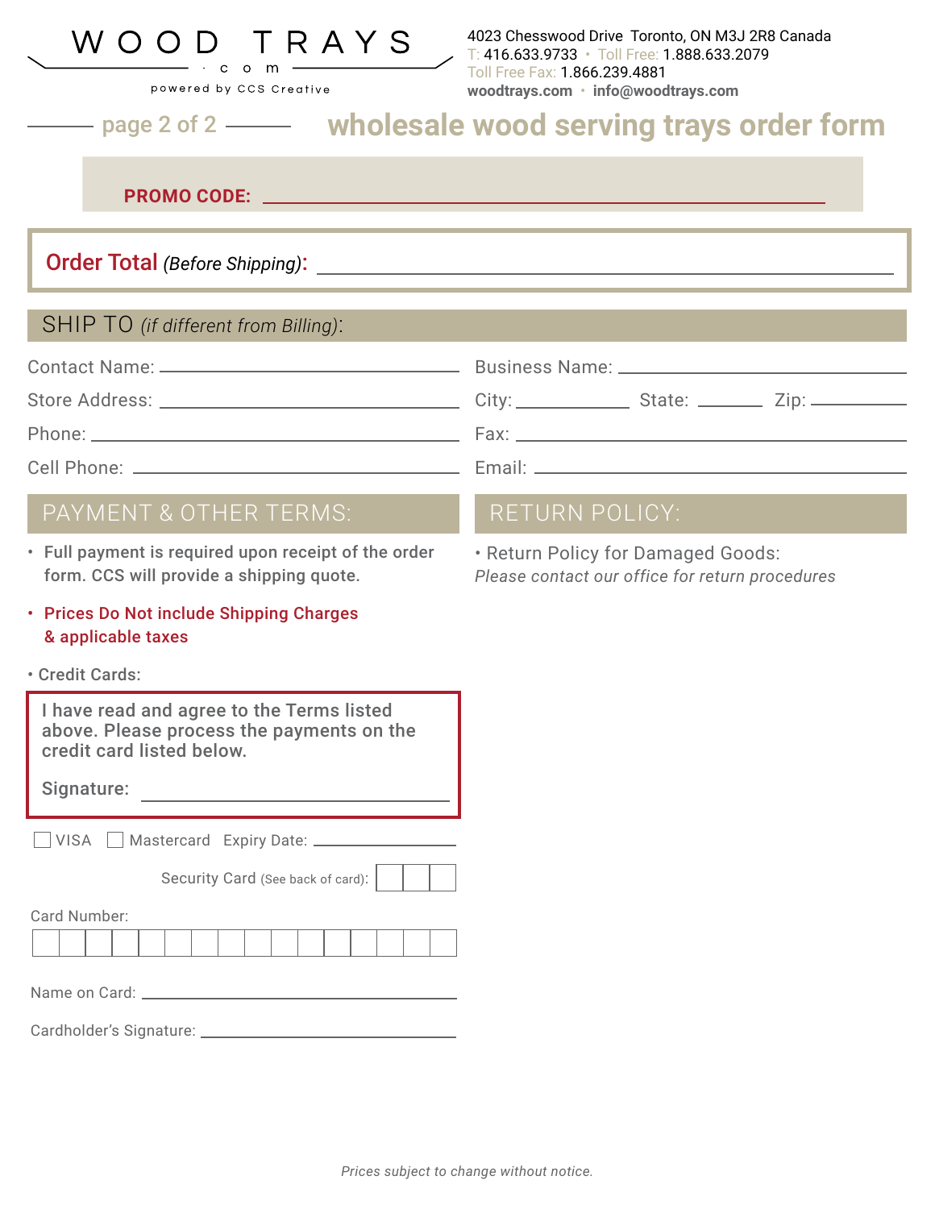WOOD TRAYS .com

powered by CCS Creative

4023 Chesswood Drive Toronto, ON M3J 2R8 Canada
T: 416.633.9733 • Toll Free: 1.888.633.2079
Toll Free Fax: 1.866.239.4881
woodtrays.com • info@woodtrays.com

# wholesale wood serving trays order form

**PROMO CODE:** ____________________

**Order Total** *(Before Shipping)*: ____________________

## SHIP TO *(if different from Billing)*:

Contact Name: ____________________

Business Name: ____________________

Store Address: ____________________

City: __________ State: ________ Zip: ________

Phone: ____________________

Fax: ____________________

Cell Phone: ____________________

Email: ____________________

## PAYMENT & OTHER TERMS:

- **Full payment is required upon receipt of the order form. CCS will provide a shipping quote.**
- **Prices Do Not include Shipping Charges & applicable taxes**
- **Credit Cards:**

**I have read and agree to the Terms listed above. Please process the payments on the credit card listed below.**

**Signature:** ____________________

☐ VISA ☐ Mastercard Expiry Date: ____________

Security Card (See back of card): ☐☐☐

Card Number: ☐☐☐☐☐☐☐☐☐☐☐☐☐☐☐☐

Name on Card: ____________________

Cardholder's Signature: ____________________

## RETURN POLICY:

- Return Policy for Damaged Goods:

*Please contact our office for return procedures*

*Prices subject to change without notice.*